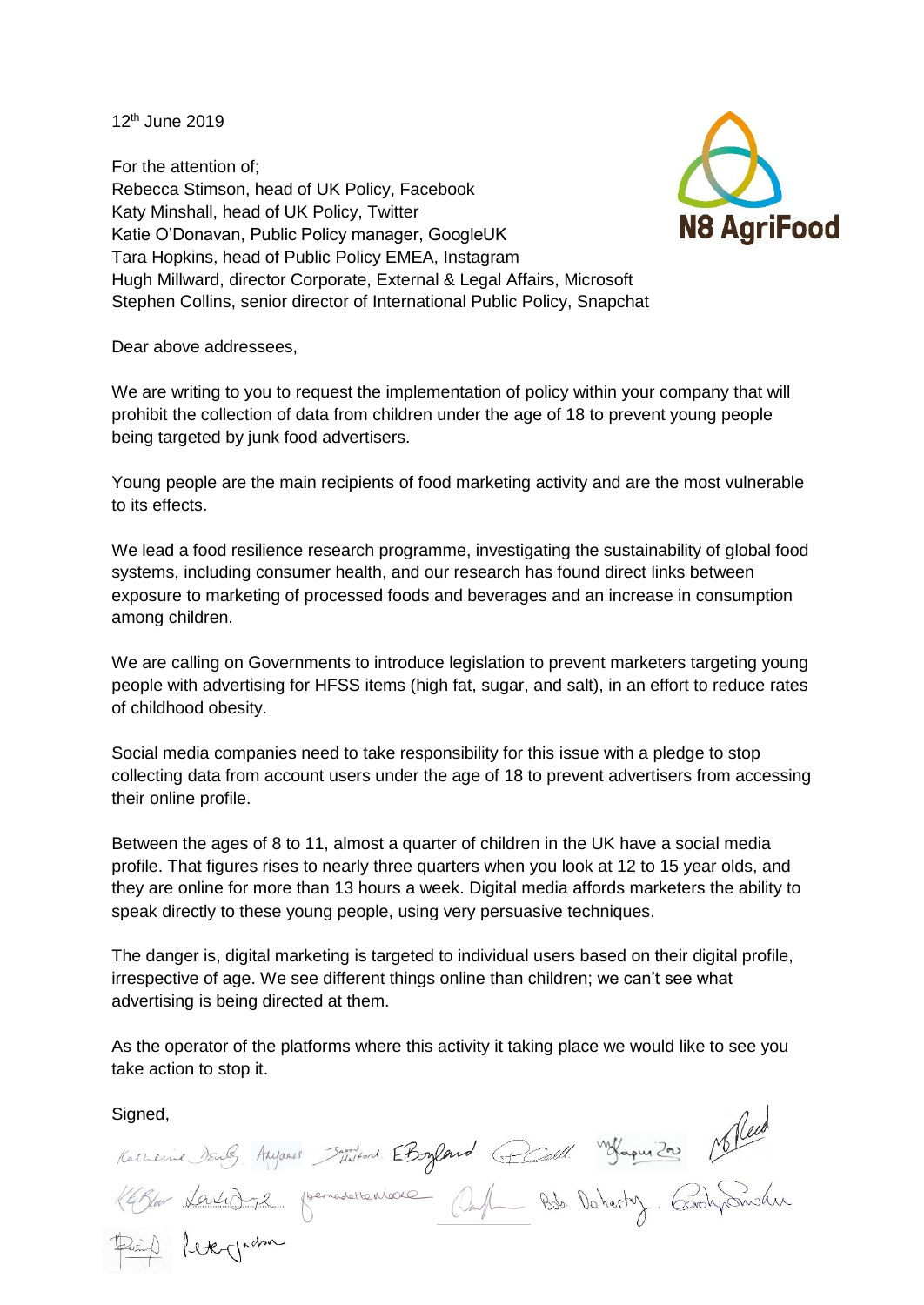12th June 2019

N8 AgriFood

For the attention of;
Rebecca Stimson, head of UK Policy, Facebook
Katy Minshall, head of UK Policy, Twitter
Katie O'Donavan, Public Policy manager, GoogleUK
Tara Hopkins, head of Public Policy EMEA, Instagram
Hugh Millward, director Corporate, External & Legal Affairs, Microsoft
Stephen Collins, senior director of International Public Policy, Snapchat

Dear above addressees,

We are writing to you to request the implementation of policy within your company that will prohibit the collection of data from children under the age of 18 to prevent young people being targeted by junk food advertisers.

Young people are the main recipients of food marketing activity and are the most vulnerable to its effects.

We lead a food resilience research programme, investigating the sustainability of global food systems, including consumer health, and our research has found direct links between exposure to marketing of processed foods and beverages and an increase in consumption among children.

We are calling on Governments to introduce legislation to prevent marketers targeting young people with advertising for HFSS items (high fat, sugar, and salt), in an effort to reduce rates of childhood obesity.

Social media companies need to take responsibility for this issue with a pledge to stop collecting data from account users under the age of 18 to prevent advertisers from accessing their online profile.

Between the ages of 8 to 11, almost a quarter of children in the UK have a social media profile. That figures rises to nearly three quarters when you look at 12 to 15 year olds, and they are online for more than 13 hours a week. Digital media affords marketers the ability to speak directly to these young people, using very persuasive techniques.

The danger is, digital marketing is targeted to individual users based on their digital profile, irrespective of age. We see different things online than children; we can't see what advertising is being directed at them.

As the operator of the platforms where this activity it taking place we would like to see you take action to stop it.

Signed,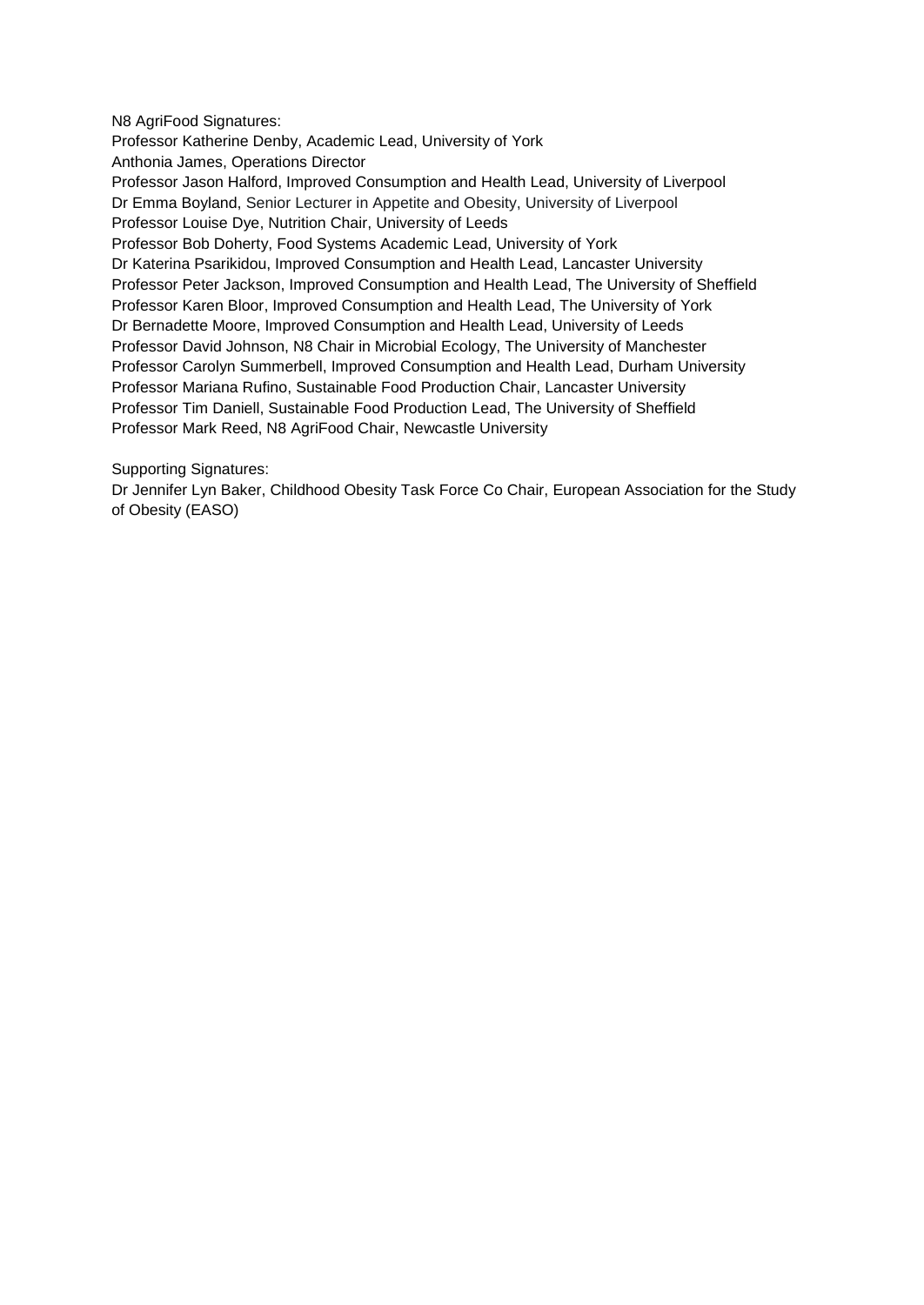N8 AgriFood Signatures:
Professor Katherine Denby, Academic Lead, University of York
Anthonia James, Operations Director
Professor Jason Halford, Improved Consumption and Health Lead, University of Liverpool
Dr Emma Boyland, Senior Lecturer in Appetite and Obesity, University of Liverpool
Professor Louise Dye, Nutrition Chair, University of Leeds
Professor Bob Doherty, Food Systems Academic Lead, University of York
Dr Katerina Psarikidou, Improved Consumption and Health Lead, Lancaster University
Professor Peter Jackson, Improved Consumption and Health Lead, The University of Sheffield
Professor Karen Bloor, Improved Consumption and Health Lead, The University of York
Dr Bernadette Moore, Improved Consumption and Health Lead, University of Leeds
Professor David Johnson, N8 Chair in Microbial Ecology, The University of Manchester
Professor Carolyn Summerbell, Improved Consumption and Health Lead, Durham University
Professor Mariana Rufino, Sustainable Food Production Chair, Lancaster University
Professor Tim Daniell, Sustainable Food Production Lead, The University of Sheffield
Professor Mark Reed, N8 AgriFood Chair, Newcastle University

Supporting Signatures:
Dr Jennifer Lyn Baker, Childhood Obesity Task Force Co Chair, European Association for the Study of Obesity (EASO)